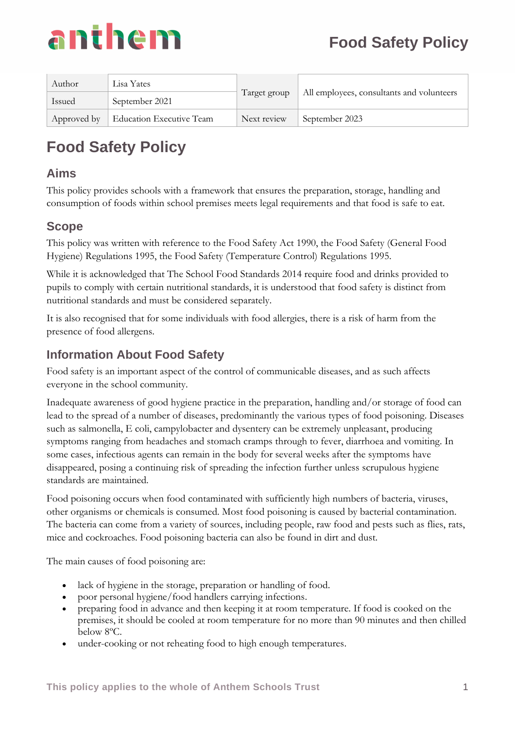| Author | Lisa Yates | Target group | All employees, consultants and volunteers |
|---|---|---|---|
| Issued | September 2021 | | |
| Approved by | Education Executive Team | Next review | September 2023 |

# Food Safety Policy

## Aims

This policy provides schools with a framework that ensures the preparation, storage, handling and consumption of foods within school premises meets legal requirements and that food is safe to eat.

## Scope

This policy was written with reference to the Food Safety Act 1990, the Food Safety (General Food Hygiene) Regulations 1995, the Food Safety (Temperature Control) Regulations 1995.

While it is acknowledged that The School Food Standards 2014 require food and drinks provided to pupils to comply with certain nutritional standards, it is understood that food safety is distinct from nutritional standards and must be considered separately.

It is also recognised that for some individuals with food allergies, there is a risk of harm from the presence of food allergens.

## Information About Food Safety

Food safety is an important aspect of the control of communicable diseases, and as such affects everyone in the school community.

Inadequate awareness of good hygiene practice in the preparation, handling and/or storage of food can lead to the spread of a number of diseases, predominantly the various types of food poisoning. Diseases such as salmonella, E coli, campylobacter and dysentery can be extremely unpleasant, producing symptoms ranging from headaches and stomach cramps through to fever, diarrhoea and vomiting. In some cases, infectious agents can remain in the body for several weeks after the symptoms have disappeared, posing a continuing risk of spreading the infection further unless scrupulous hygiene standards are maintained.

Food poisoning occurs when food contaminated with sufficiently high numbers of bacteria, viruses, other organisms or chemicals is consumed. Most food poisoning is caused by bacterial contamination. The bacteria can come from a variety of sources, including people, raw food and pests such as flies, rats, mice and cockroaches. Food poisoning bacteria can also be found in dirt and dust.

The main causes of food poisoning are:

- lack of hygiene in the storage, preparation or handling of food.
- poor personal hygiene/food handlers carrying infections.
- preparing food in advance and then keeping it at room temperature. If food is cooked on the premises, it should be cooled at room temperature for no more than 90 minutes and then chilled below 8ºC.
- under-cooking or not reheating food to high enough temperatures.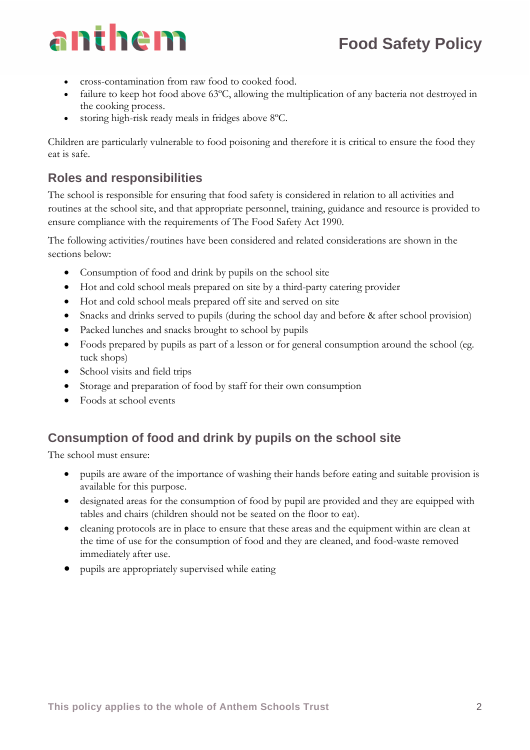- cross-contamination from raw food to cooked food.
- failure to keep hot food above 63ºC, allowing the multiplication of any bacteria not destroyed in the cooking process.
- storing high-risk ready meals in fridges above 8ºC.

Children are particularly vulnerable to food poisoning and therefore it is critical to ensure the food they eat is safe.

## Roles and responsibilities

The school is responsible for ensuring that food safety is considered in relation to all activities and routines at the school site, and that appropriate personnel, training, guidance and resource is provided to ensure compliance with the requirements of The Food Safety Act 1990.

The following activities/routines have been considered and related considerations are shown in the sections below:

- Consumption of food and drink by pupils on the school site
- Hot and cold school meals prepared on site by a third-party catering provider
- Hot and cold school meals prepared off site and served on site
- Snacks and drinks served to pupils (during the school day and before & after school provision)
- Packed lunches and snacks brought to school by pupils
- Foods prepared by pupils as part of a lesson or for general consumption around the school (eg. tuck shops)
- School visits and field trips
- Storage and preparation of food by staff for their own consumption
- Foods at school events

## Consumption of food and drink by pupils on the school site

The school must ensure:

- pupils are aware of the importance of washing their hands before eating and suitable provision is available for this purpose.
- designated areas for the consumption of food by pupil are provided and they are equipped with tables and chairs (children should not be seated on the floor to eat).
- cleaning protocols are in place to ensure that these areas and the equipment within are clean at the time of use for the consumption of food and they are cleaned, and food-waste removed immediately after use.
- pupils are appropriately supervised while eating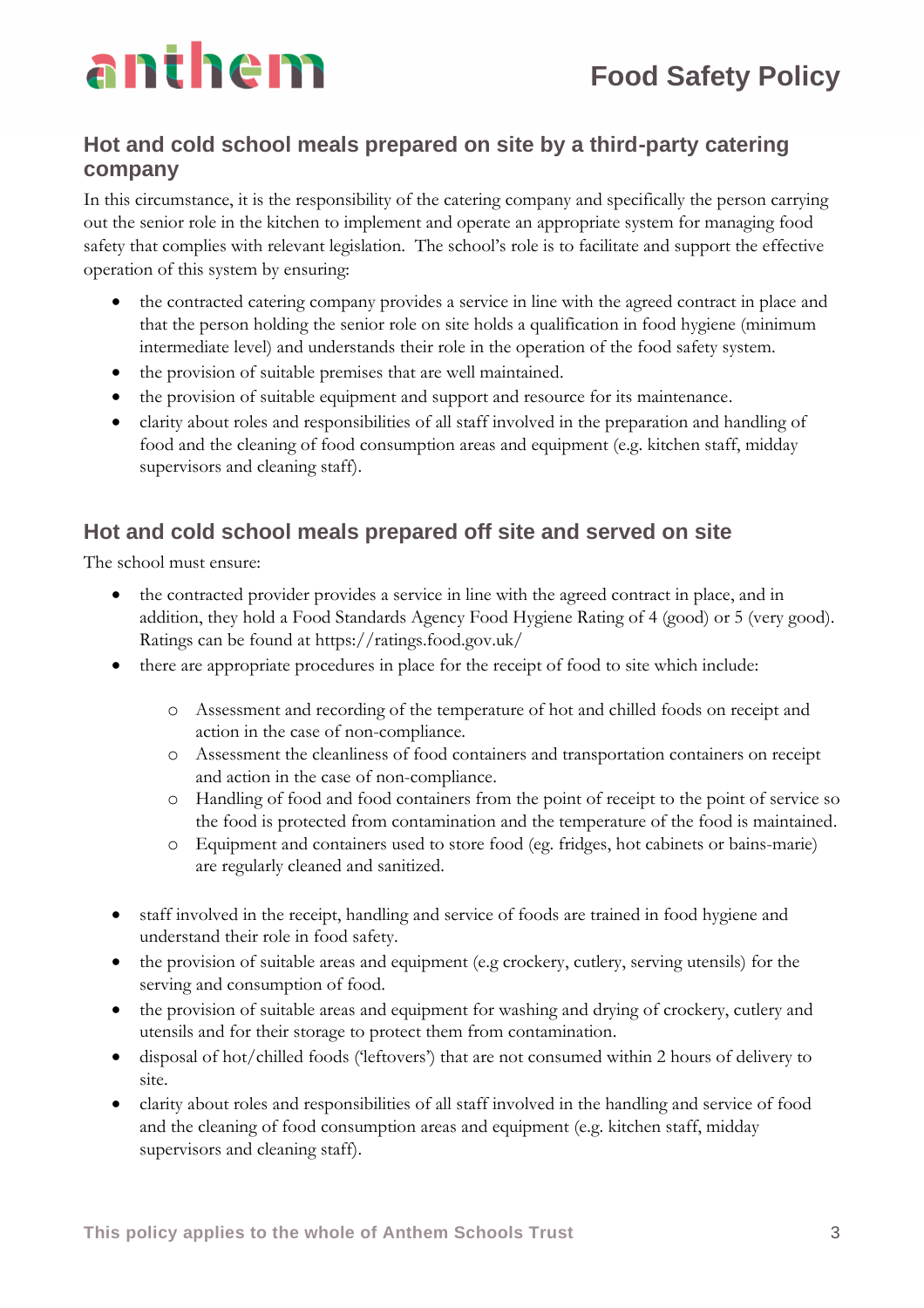## Hot and cold school meals prepared on site by a third-party catering company

In this circumstance, it is the responsibility of the catering company and specifically the person carrying out the senior role in the kitchen to implement and operate an appropriate system for managing food safety that complies with relevant legislation. The school's role is to facilitate and support the effective operation of this system by ensuring:

- the contracted catering company provides a service in line with the agreed contract in place and that the person holding the senior role on site holds a qualification in food hygiene (minimum intermediate level) and understands their role in the operation of the food safety system.
- the provision of suitable premises that are well maintained.
- the provision of suitable equipment and support and resource for its maintenance.
- clarity about roles and responsibilities of all staff involved in the preparation and handling of food and the cleaning of food consumption areas and equipment (e.g. kitchen staff, midday supervisors and cleaning staff).

## Hot and cold school meals prepared off site and served on site

The school must ensure:

- the contracted provider provides a service in line with the agreed contract in place, and in addition, they hold a Food Standards Agency Food Hygiene Rating of 4 (good) or 5 (very good). Ratings can be found at https://ratings.food.gov.uk/
- there are appropriate procedures in place for the receipt of food to site which include:
  - Assessment and recording of the temperature of hot and chilled foods on receipt and action in the case of non-compliance.
  - Assessment the cleanliness of food containers and transportation containers on receipt and action in the case of non-compliance.
  - Handling of food and food containers from the point of receipt to the point of service so the food is protected from contamination and the temperature of the food is maintained.
  - Equipment and containers used to store food (eg. fridges, hot cabinets or bains-marie) are regularly cleaned and sanitized.
- staff involved in the receipt, handling and service of foods are trained in food hygiene and understand their role in food safety.
- the provision of suitable areas and equipment (e.g crockery, cutlery, serving utensils) for the serving and consumption of food.
- the provision of suitable areas and equipment for washing and drying of crockery, cutlery and utensils and for their storage to protect them from contamination.
- disposal of hot/chilled foods ('leftovers') that are not consumed within 2 hours of delivery to site.
- clarity about roles and responsibilities of all staff involved in the handling and service of food and the cleaning of food consumption areas and equipment (e.g. kitchen staff, midday supervisors and cleaning staff).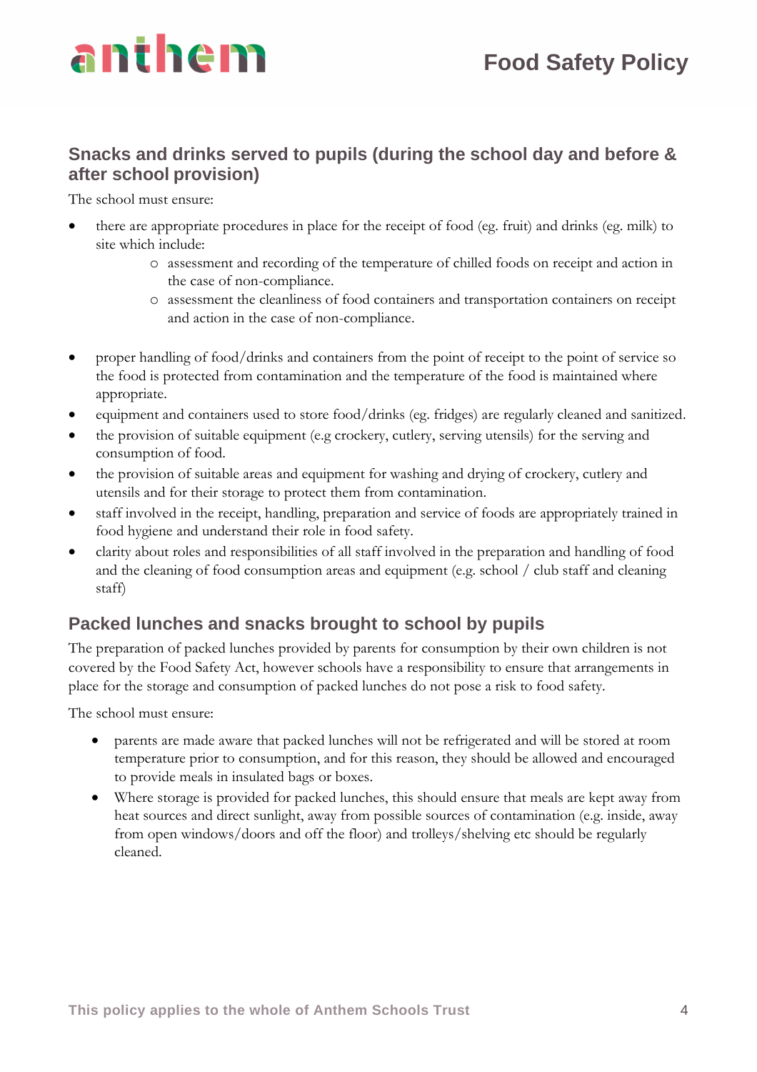## Snacks and drinks served to pupils (during the school day and before & after school provision)

The school must ensure:

- there are appropriate procedures in place for the receipt of food (eg. fruit) and drinks (eg. milk) to site which include:
  - assessment and recording of the temperature of chilled foods on receipt and action in the case of non-compliance.
  - assessment the cleanliness of food containers and transportation containers on receipt and action in the case of non-compliance.
- proper handling of food/drinks and containers from the point of receipt to the point of service so the food is protected from contamination and the temperature of the food is maintained where appropriate.
- equipment and containers used to store food/drinks (eg. fridges) are regularly cleaned and sanitized.
- the provision of suitable equipment (e.g crockery, cutlery, serving utensils) for the serving and consumption of food.
- the provision of suitable areas and equipment for washing and drying of crockery, cutlery and utensils and for their storage to protect them from contamination.
- staff involved in the receipt, handling, preparation and service of foods are appropriately trained in food hygiene and understand their role in food safety.
- clarity about roles and responsibilities of all staff involved in the preparation and handling of food and the cleaning of food consumption areas and equipment (e.g. school / club staff and cleaning staff)

## Packed lunches and snacks brought to school by pupils

The preparation of packed lunches provided by parents for consumption by their own children is not covered by the Food Safety Act, however schools have a responsibility to ensure that arrangements in place for the storage and consumption of packed lunches do not pose a risk to food safety.

The school must ensure:

- parents are made aware that packed lunches will not be refrigerated and will be stored at room temperature prior to consumption, and for this reason, they should be allowed and encouraged to provide meals in insulated bags or boxes.
- Where storage is provided for packed lunches, this should ensure that meals are kept away from heat sources and direct sunlight, away from possible sources of contamination (e.g. inside, away from open windows/doors and off the floor) and trolleys/shelving etc should be regularly cleaned.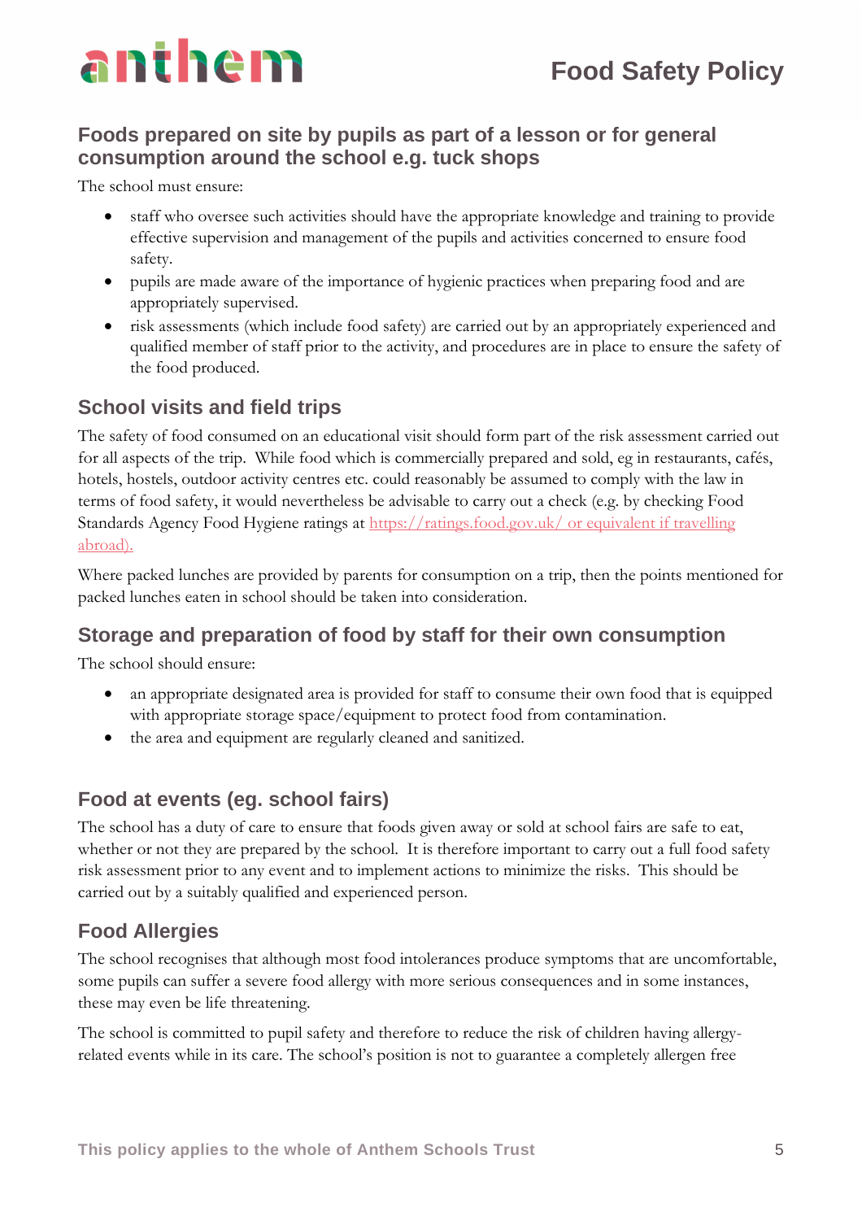## Foods prepared on site by pupils as part of a lesson or for general consumption around the school e.g. tuck shops

The school must ensure:

- staff who oversee such activities should have the appropriate knowledge and training to provide effective supervision and management of the pupils and activities concerned to ensure food safety.
- pupils are made aware of the importance of hygienic practices when preparing food and are appropriately supervised.
- risk assessments (which include food safety) are carried out by an appropriately experienced and qualified member of staff prior to the activity, and procedures are in place to ensure the safety of the food produced.

## School visits and field trips

The safety of food consumed on an educational visit should form part of the risk assessment carried out for all aspects of the trip. While food which is commercially prepared and sold, eg in restaurants, cafés, hotels, hostels, outdoor activity centres etc. could reasonably be assumed to comply with the law in terms of food safety, it would nevertheless be advisable to carry out a check (e.g. by checking Food Standards Agency Food Hygiene ratings at https://ratings.food.gov.uk/ or equivalent if travelling abroad).

Where packed lunches are provided by parents for consumption on a trip, then the points mentioned for packed lunches eaten in school should be taken into consideration.

## Storage and preparation of food by staff for their own consumption

The school should ensure:

- an appropriate designated area is provided for staff to consume their own food that is equipped with appropriate storage space/equipment to protect food from contamination.
- the area and equipment are regularly cleaned and sanitized.

## Food at events (eg. school fairs)

The school has a duty of care to ensure that foods given away or sold at school fairs are safe to eat, whether or not they are prepared by the school. It is therefore important to carry out a full food safety risk assessment prior to any event and to implement actions to minimize the risks. This should be carried out by a suitably qualified and experienced person.

## Food Allergies

The school recognises that although most food intolerances produce symptoms that are uncomfortable, some pupils can suffer a severe food allergy with more serious consequences and in some instances, these may even be life threatening.

The school is committed to pupil safety and therefore to reduce the risk of children having allergy-related events while in its care. The school's position is not to guarantee a completely allergen free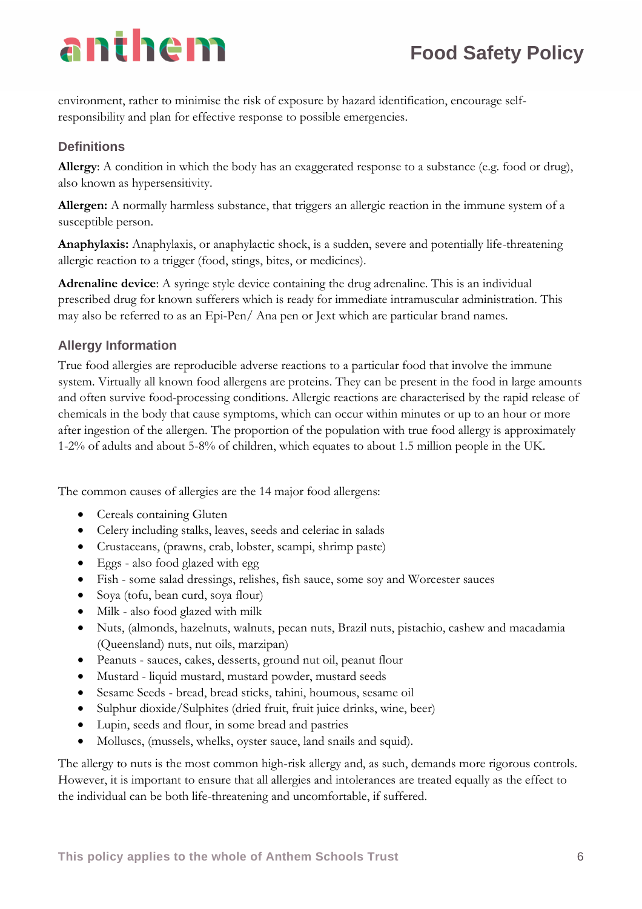environment, rather to minimise the risk of exposure by hazard identification, encourage self-responsibility and plan for effective response to possible emergencies.

### Definitions

**Allergy**: A condition in which the body has an exaggerated response to a substance (e.g. food or drug), also known as hypersensitivity.

**Allergen:** A normally harmless substance, that triggers an allergic reaction in the immune system of a susceptible person.

**Anaphylaxis:** Anaphylaxis, or anaphylactic shock, is a sudden, severe and potentially life-threatening allergic reaction to a trigger (food, stings, bites, or medicines).

**Adrenaline device**: A syringe style device containing the drug adrenaline. This is an individual prescribed drug for known sufferers which is ready for immediate intramuscular administration. This may also be referred to as an Epi-Pen/ Ana pen or Jext which are particular brand names.

### Allergy Information

True food allergies are reproducible adverse reactions to a particular food that involve the immune system. Virtually all known food allergens are proteins. They can be present in the food in large amounts and often survive food-processing conditions. Allergic reactions are characterised by the rapid release of chemicals in the body that cause symptoms, which can occur within minutes or up to an hour or more after ingestion of the allergen. The proportion of the population with true food allergy is approximately 1-2% of adults and about 5-8% of children, which equates to about 1.5 million people in the UK.

The common causes of allergies are the 14 major food allergens:

- Cereals containing Gluten
- Celery including stalks, leaves, seeds and celeriac in salads
- Crustaceans, (prawns, crab, lobster, scampi, shrimp paste)
- Eggs - also food glazed with egg
- Fish - some salad dressings, relishes, fish sauce, some soy and Worcester sauces
- Soya (tofu, bean curd, soya flour)
- Milk - also food glazed with milk
- Nuts, (almonds, hazelnuts, walnuts, pecan nuts, Brazil nuts, pistachio, cashew and macadamia (Queensland) nuts, nut oils, marzipan)
- Peanuts - sauces, cakes, desserts, ground nut oil, peanut flour
- Mustard - liquid mustard, mustard powder, mustard seeds
- Sesame Seeds - bread, bread sticks, tahini, houmous, sesame oil
- Sulphur dioxide/Sulphites (dried fruit, fruit juice drinks, wine, beer)
- Lupin, seeds and flour, in some bread and pastries
- Molluscs, (mussels, whelks, oyster sauce, land snails and squid).

The allergy to nuts is the most common high-risk allergy and, as such, demands more rigorous controls. However, it is important to ensure that all allergies and intolerances are treated equally as the effect to the individual can be both life-threatening and uncomfortable, if suffered.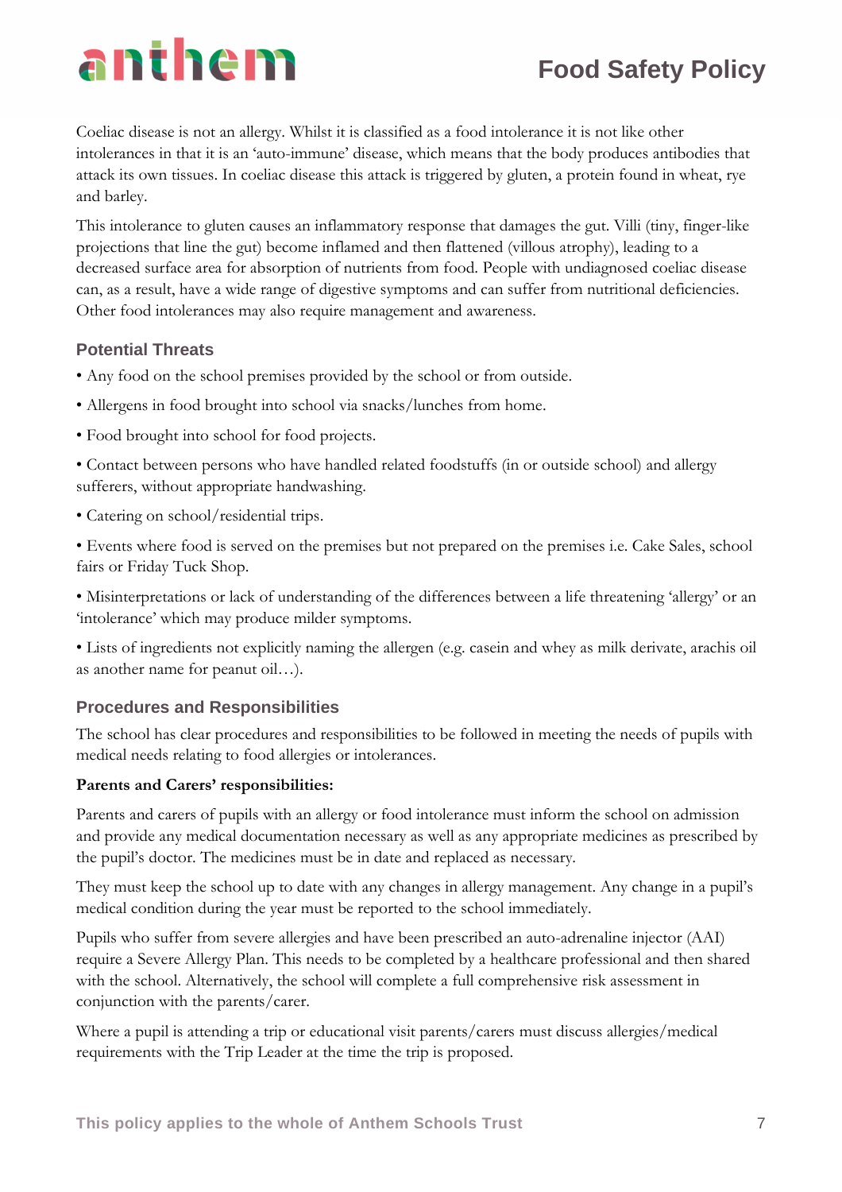Coeliac disease is not an allergy. Whilst it is classified as a food intolerance it is not like other intolerances in that it is an 'auto-immune' disease, which means that the body produces antibodies that attack its own tissues. In coeliac disease this attack is triggered by gluten, a protein found in wheat, rye and barley.

This intolerance to gluten causes an inflammatory response that damages the gut. Villi (tiny, finger-like projections that line the gut) become inflamed and then flattened (villous atrophy), leading to a decreased surface area for absorption of nutrients from food. People with undiagnosed coeliac disease can, as a result, have a wide range of digestive symptoms and can suffer from nutritional deficiencies. Other food intolerances may also require management and awareness.

### Potential Threats

- Any food on the school premises provided by the school or from outside.
- Allergens in food brought into school via snacks/lunches from home.
- Food brought into school for food projects.
- Contact between persons who have handled related foodstuffs (in or outside school) and allergy sufferers, without appropriate handwashing.
- Catering on school/residential trips.
- Events where food is served on the premises but not prepared on the premises i.e. Cake Sales, school fairs or Friday Tuck Shop.
- Misinterpretations or lack of understanding of the differences between a life threatening 'allergy' or an 'intolerance' which may produce milder symptoms.
- Lists of ingredients not explicitly naming the allergen (e.g. casein and whey as milk derivate, arachis oil as another name for peanut oil…).

### Procedures and Responsibilities

The school has clear procedures and responsibilities to be followed in meeting the needs of pupils with medical needs relating to food allergies or intolerances.

**Parents and Carers' responsibilities:**

Parents and carers of pupils with an allergy or food intolerance must inform the school on admission and provide any medical documentation necessary as well as any appropriate medicines as prescribed by the pupil's doctor. The medicines must be in date and replaced as necessary.

They must keep the school up to date with any changes in allergy management. Any change in a pupil's medical condition during the year must be reported to the school immediately.

Pupils who suffer from severe allergies and have been prescribed an auto-adrenaline injector (AAI) require a Severe Allergy Plan. This needs to be completed by a healthcare professional and then shared with the school. Alternatively, the school will complete a full comprehensive risk assessment in conjunction with the parents/carer.

Where a pupil is attending a trip or educational visit parents/carers must discuss allergies/medical requirements with the Trip Leader at the time the trip is proposed.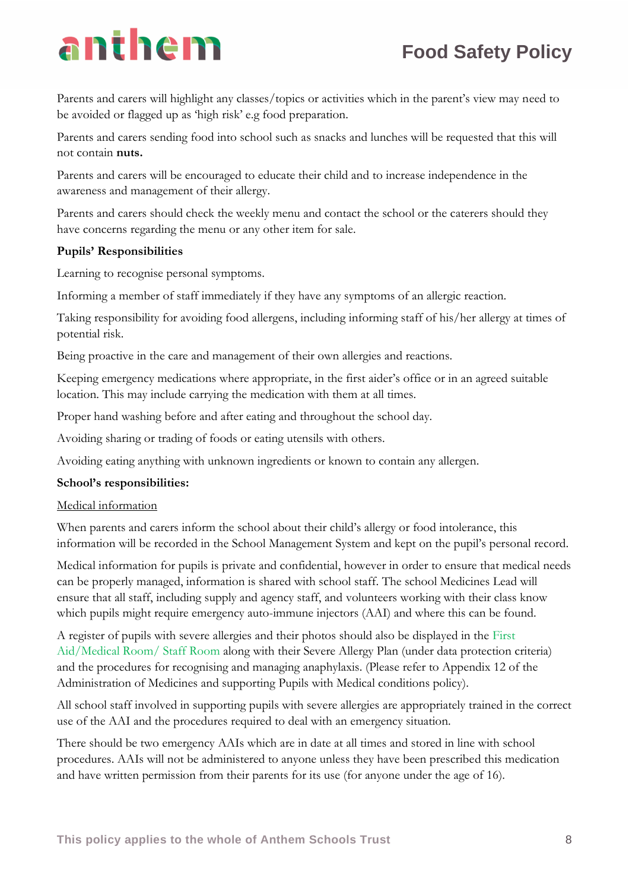Parents and carers will highlight any classes/topics or activities which in the parent's view may need to be avoided or flagged up as 'high risk' e.g food preparation.

Parents and carers sending food into school such as snacks and lunches will be requested that this will not contain **nuts.**

Parents and carers will be encouraged to educate their child and to increase independence in the awareness and management of their allergy.

Parents and carers should check the weekly menu and contact the school or the caterers should they have concerns regarding the menu or any other item for sale.

**Pupils' Responsibilities**

Learning to recognise personal symptoms.

Informing a member of staff immediately if they have any symptoms of an allergic reaction.

Taking responsibility for avoiding food allergens, including informing staff of his/her allergy at times of potential risk.

Being proactive in the care and management of their own allergies and reactions.

Keeping emergency medications where appropriate, in the first aider's office or in an agreed suitable location. This may include carrying the medication with them at all times.

Proper hand washing before and after eating and throughout the school day.

Avoiding sharing or trading of foods or eating utensils with others.

Avoiding eating anything with unknown ingredients or known to contain any allergen.

**School's responsibilities:**

Medical information

When parents and carers inform the school about their child's allergy or food intolerance, this information will be recorded in the School Management System and kept on the pupil's personal record.

Medical information for pupils is private and confidential, however in order to ensure that medical needs can be properly managed, information is shared with school staff. The school Medicines Lead will ensure that all staff, including supply and agency staff, and volunteers working with their class know which pupils might require emergency auto-immune injectors (AAI) and where this can be found.

A register of pupils with severe allergies and their photos should also be displayed in the First Aid/Medical Room/ Staff Room along with their Severe Allergy Plan (under data protection criteria) and the procedures for recognising and managing anaphylaxis. (Please refer to Appendix 12 of the Administration of Medicines and supporting Pupils with Medical conditions policy).

All school staff involved in supporting pupils with severe allergies are appropriately trained in the correct use of the AAI and the procedures required to deal with an emergency situation.

There should be two emergency AAIs which are in date at all times and stored in line with school procedures. AAIs will not be administered to anyone unless they have been prescribed this medication and have written permission from their parents for its use (for anyone under the age of 16).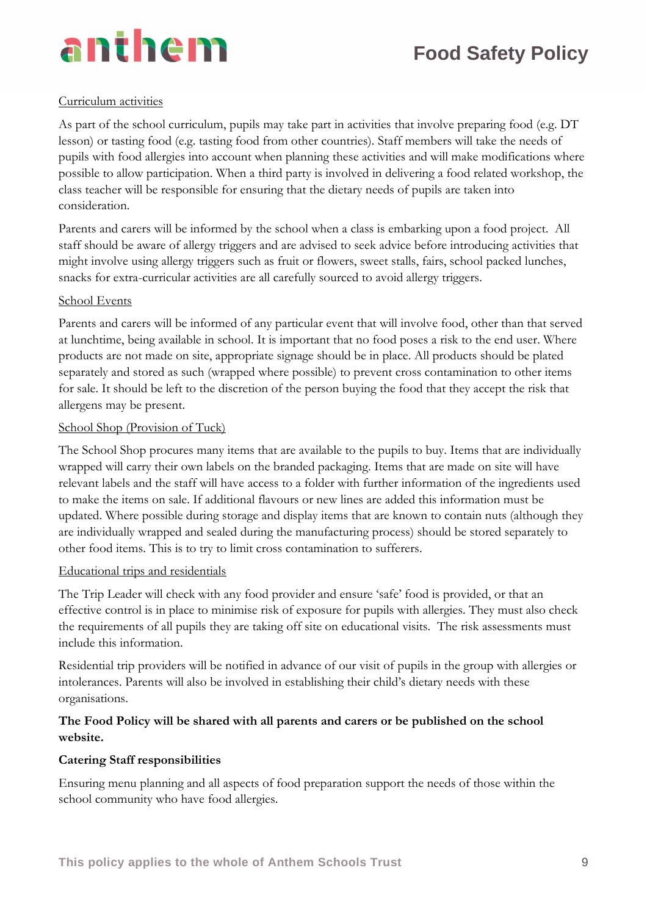Curriculum activities

As part of the school curriculum, pupils may take part in activities that involve preparing food (e.g. DT lesson) or tasting food (e.g. tasting food from other countries). Staff members will take the needs of pupils with food allergies into account when planning these activities and will make modifications where possible to allow participation. When a third party is involved in delivering a food related workshop, the class teacher will be responsible for ensuring that the dietary needs of pupils are taken into consideration.

Parents and carers will be informed by the school when a class is embarking upon a food project. All staff should be aware of allergy triggers and are advised to seek advice before introducing activities that might involve using allergy triggers such as fruit or flowers, sweet stalls, fairs, school packed lunches, snacks for extra-curricular activities are all carefully sourced to avoid allergy triggers.

School Events

Parents and carers will be informed of any particular event that will involve food, other than that served at lunchtime, being available in school. It is important that no food poses a risk to the end user. Where products are not made on site, appropriate signage should be in place. All products should be plated separately and stored as such (wrapped where possible) to prevent cross contamination to other items for sale. It should be left to the discretion of the person buying the food that they accept the risk that allergens may be present.

School Shop (Provision of Tuck)

The School Shop procures many items that are available to the pupils to buy. Items that are individually wrapped will carry their own labels on the branded packaging. Items that are made on site will have relevant labels and the staff will have access to a folder with further information of the ingredients used to make the items on sale. If additional flavours or new lines are added this information must be updated. Where possible during storage and display items that are known to contain nuts (although they are individually wrapped and sealed during the manufacturing process) should be stored separately to other food items. This is to try to limit cross contamination to sufferers.

Educational trips and residentials

The Trip Leader will check with any food provider and ensure 'safe' food is provided, or that an effective control is in place to minimise risk of exposure for pupils with allergies. They must also check the requirements of all pupils they are taking off site on educational visits. The risk assessments must include this information.

Residential trip providers will be notified in advance of our visit of pupils in the group with allergies or intolerances. Parents will also be involved in establishing their child's dietary needs with these organisations.

**The Food Policy will be shared with all parents and carers or be published on the school website.**

**Catering Staff responsibilities**

Ensuring menu planning and all aspects of food preparation support the needs of those within the school community who have food allergies.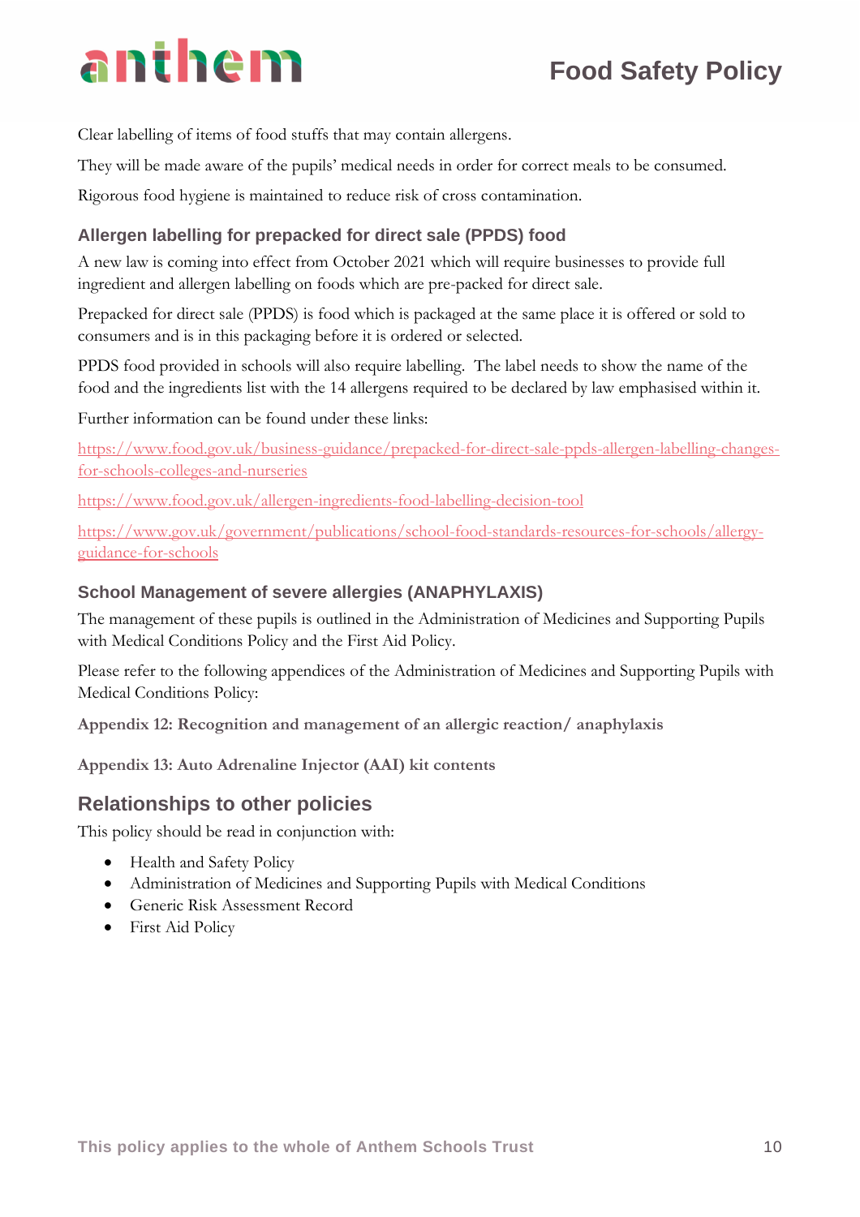Clear labelling of items of food stuffs that may contain allergens.

They will be made aware of the pupils' medical needs in order for correct meals to be consumed.

Rigorous food hygiene is maintained to reduce risk of cross contamination.

### Allergen labelling for prepacked for direct sale (PPDS) food

A new law is coming into effect from October 2021 which will require businesses to provide full ingredient and allergen labelling on foods which are pre-packed for direct sale.

Prepacked for direct sale (PPDS) is food which is packaged at the same place it is offered or sold to consumers and is in this packaging before it is ordered or selected.

PPDS food provided in schools will also require labelling. The label needs to show the name of the food and the ingredients list with the 14 allergens required to be declared by law emphasised within it.

Further information can be found under these links:

https://www.food.gov.uk/business-guidance/prepacked-for-direct-sale-ppds-allergen-labelling-changes-for-schools-colleges-and-nurseries

https://www.food.gov.uk/allergen-ingredients-food-labelling-decision-tool

https://www.gov.uk/government/publications/school-food-standards-resources-for-schools/allergy-guidance-for-schools

### School Management of severe allergies (ANAPHYLAXIS)

The management of these pupils is outlined in the Administration of Medicines and Supporting Pupils with Medical Conditions Policy and the First Aid Policy.

Please refer to the following appendices of the Administration of Medicines and Supporting Pupils with Medical Conditions Policy:

**Appendix 12: Recognition and management of an allergic reaction/ anaphylaxis**

**Appendix 13: Auto Adrenaline Injector (AAI) kit contents**

## Relationships to other policies

This policy should be read in conjunction with:

- Health and Safety Policy
- Administration of Medicines and Supporting Pupils with Medical Conditions
- Generic Risk Assessment Record
- First Aid Policy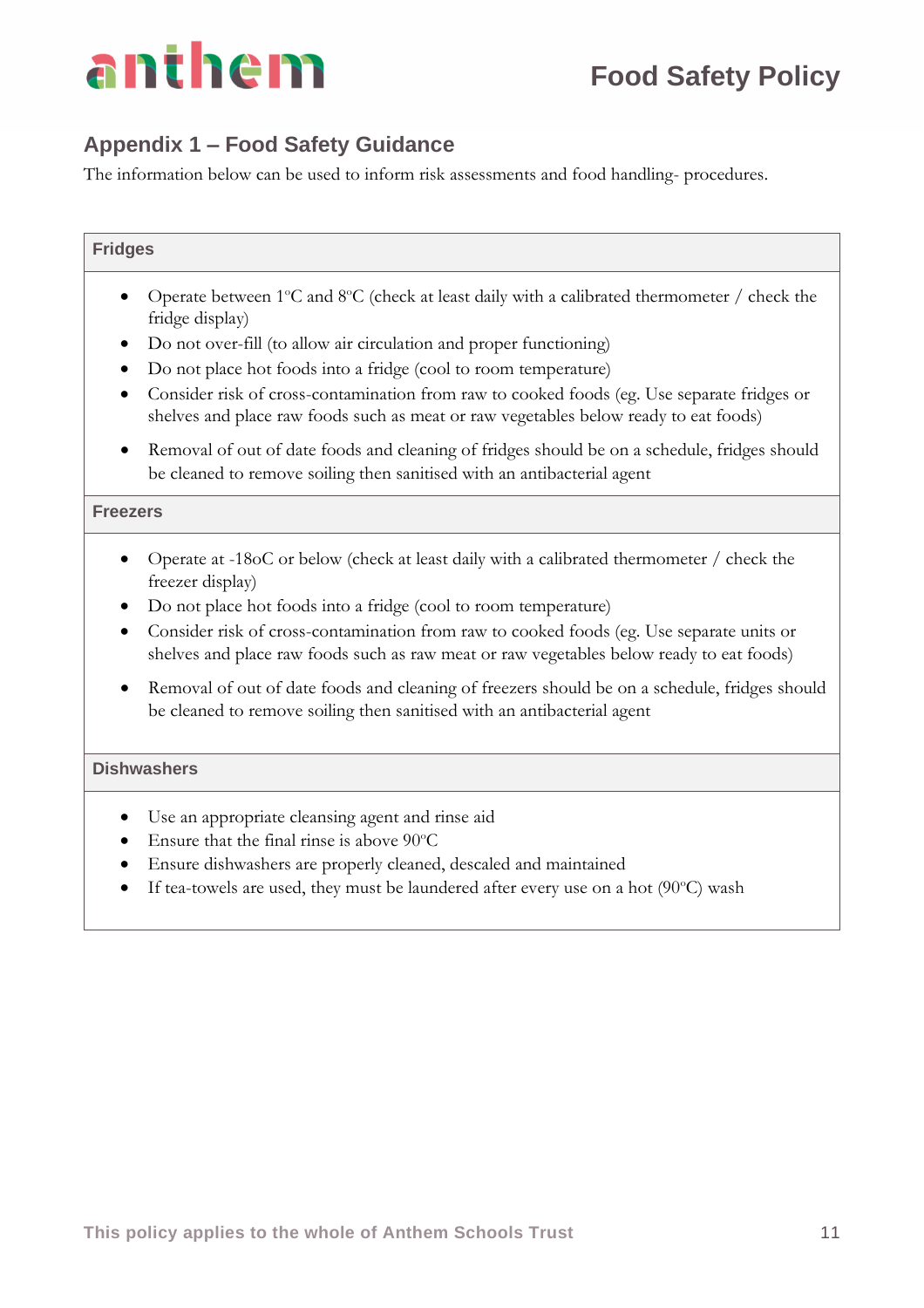## Appendix 1 – Food Safety Guidance

The information below can be used to inform risk assessments and food handling- procedures.

### Fridges

- Operate between 1ºC and 8ºC (check at least daily with a calibrated thermometer / check the fridge display)
- Do not over-fill (to allow air circulation and proper functioning)
- Do not place hot foods into a fridge (cool to room temperature)
- Consider risk of cross-contamination from raw to cooked foods (eg. Use separate fridges or shelves and place raw foods such as meat or raw vegetables below ready to eat foods)
- Removal of out of date foods and cleaning of fridges should be on a schedule, fridges should be cleaned to remove soiling then sanitised with an antibacterial agent

### Freezers

- Operate at -18oC or below (check at least daily with a calibrated thermometer / check the freezer display)
- Do not place hot foods into a fridge (cool to room temperature)
- Consider risk of cross-contamination from raw to cooked foods (eg. Use separate units or shelves and place raw foods such as raw meat or raw vegetables below ready to eat foods)
- Removal of out of date foods and cleaning of freezers should be on a schedule, fridges should be cleaned to remove soiling then sanitised with an antibacterial agent

### Dishwashers

- Use an appropriate cleansing agent and rinse aid
- Ensure that the final rinse is above 90ºC
- Ensure dishwashers are properly cleaned, descaled and maintained
- If tea-towels are used, they must be laundered after every use on a hot (90ºC) wash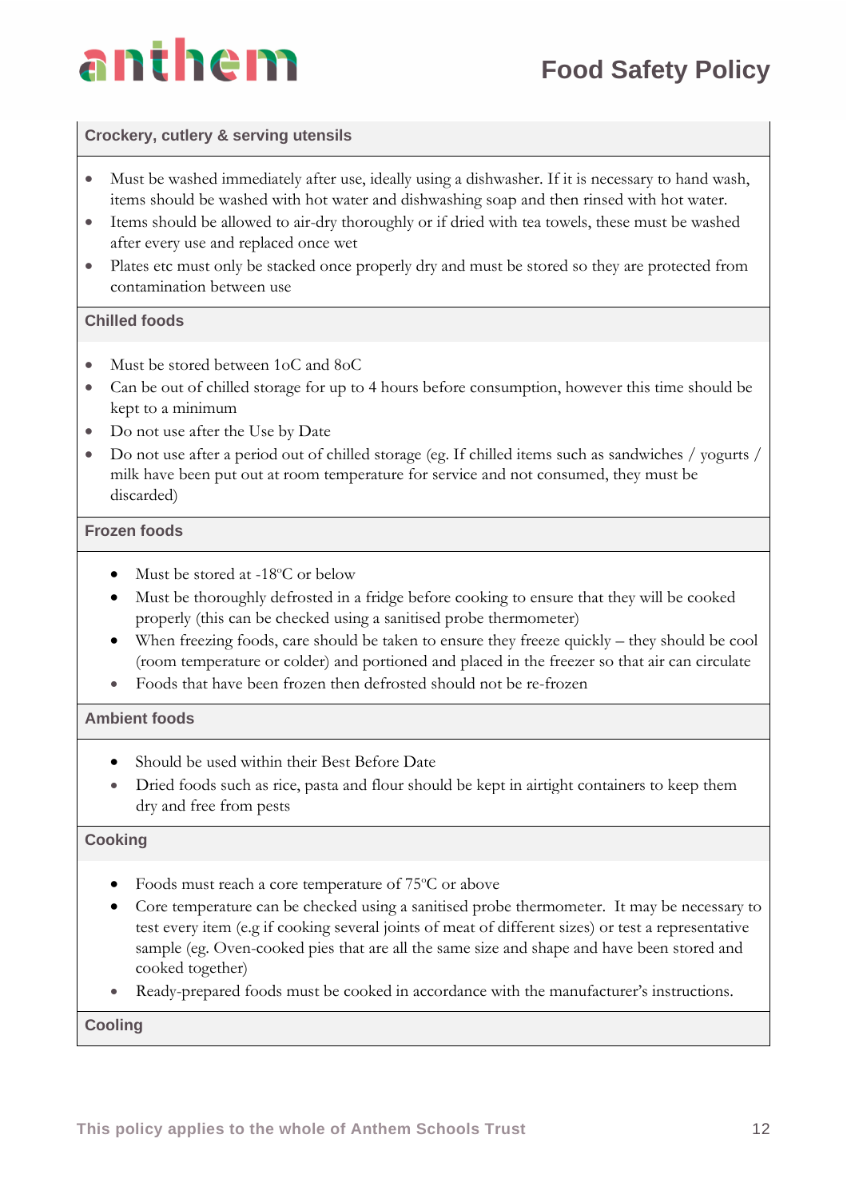| Crockery, cutlery & serving utensils |
|---|
| • Must be washed immediately after use, ideally using a dishwasher. If it is necessary to hand wash, items should be washed with hot water and dishwashing soap and then rinsed with hot water.<br>• Items should be allowed to air-dry thoroughly or if dried with tea towels, these must be washed after every use and replaced once wet<br>• Plates etc must only be stacked once properly dry and must be stored so they are protected from contamination between use |
| **Chilled foods** |
| • Must be stored between 1oC and 8oC<br>• Can be out of chilled storage for up to 4 hours before consumption, however this time should be kept to a minimum<br>• Do not use after the Use by Date<br>• Do not use after a period out of chilled storage (eg. If chilled items such as sandwiches / yogurts / milk have been put out at room temperature for service and not consumed, they must be discarded) |
| **Frozen foods** |
| • Must be stored at -18ºC or below<br>• Must be thoroughly defrosted in a fridge before cooking to ensure that they will be cooked properly (this can be checked using a sanitised probe thermometer)<br>• When freezing foods, care should be taken to ensure they freeze quickly – they should be cool (room temperature or colder) and portioned and placed in the freezer so that air can circulate<br>• Foods that have been frozen then defrosted should not be re-frozen |
| **Ambient foods** |
| • Should be used within their Best Before Date<br>• Dried foods such as rice, pasta and flour should be kept in airtight containers to keep them dry and free from pests |
| **Cooking** |
| • Foods must reach a core temperature of 75ºC or above<br>• Core temperature can be checked using a sanitised probe thermometer. It may be necessary to test every item (e.g if cooking several joints of meat of different sizes) or test a representative sample (eg. Oven-cooked pies that are all the same size and shape and have been stored and cooked together)<br>• Ready-prepared foods must be cooked in accordance with the manufacturer's instructions. |
| **Cooling** |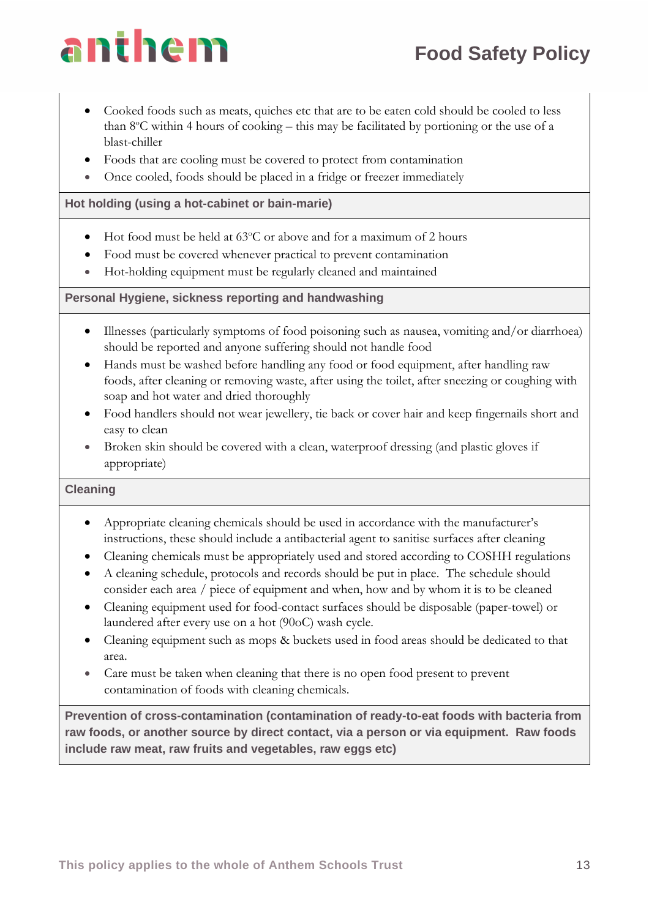- Cooked foods such as meats, quiches etc that are to be eaten cold should be cooled to less than 8ºC within 4 hours of cooking – this may be facilitated by portioning or the use of a blast-chiller
- Foods that are cooling must be covered to protect from contamination
- Once cooled, foods should be placed in a fridge or freezer immediately

**Hot holding (using a hot-cabinet or bain-marie)**

- Hot food must be held at 63ºC or above and for a maximum of 2 hours
- Food must be covered whenever practical to prevent contamination
- Hot-holding equipment must be regularly cleaned and maintained

**Personal Hygiene, sickness reporting and handwashing**

- Illnesses (particularly symptoms of food poisoning such as nausea, vomiting and/or diarrhoea) should be reported and anyone suffering should not handle food
- Hands must be washed before handling any food or food equipment, after handling raw foods, after cleaning or removing waste, after using the toilet, after sneezing or coughing with soap and hot water and dried thoroughly
- Food handlers should not wear jewellery, tie back or cover hair and keep fingernails short and easy to clean
- Broken skin should be covered with a clean, waterproof dressing (and plastic gloves if appropriate)

**Cleaning**

- Appropriate cleaning chemicals should be used in accordance with the manufacturer's instructions, these should include a antibacterial agent to sanitise surfaces after cleaning
- Cleaning chemicals must be appropriately used and stored according to COSHH regulations
- A cleaning schedule, protocols and records should be put in place. The schedule should consider each area / piece of equipment and when, how and by whom it is to be cleaned
- Cleaning equipment used for food-contact surfaces should be disposable (paper-towel) or laundered after every use on a hot (90oC) wash cycle.
- Cleaning equipment such as mops & buckets used in food areas should be dedicated to that area.
- Care must be taken when cleaning that there is no open food present to prevent contamination of foods with cleaning chemicals.

**Prevention of cross-contamination (contamination of ready-to-eat foods with bacteria from raw foods, or another source by direct contact, via a person or via equipment. Raw foods include raw meat, raw fruits and vegetables, raw eggs etc)**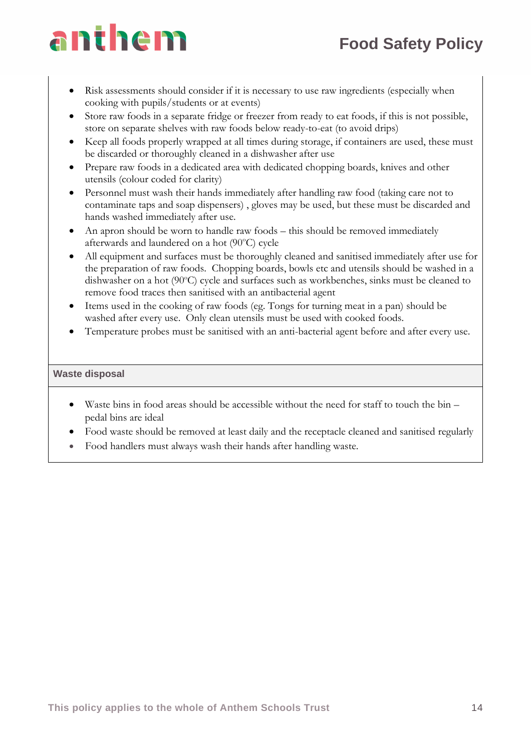- Risk assessments should consider if it is necessary to use raw ingredients (especially when cooking with pupils/students or at events)
- Store raw foods in a separate fridge or freezer from ready to eat foods, if this is not possible, store on separate shelves with raw foods below ready-to-eat (to avoid drips)
- Keep all foods properly wrapped at all times during storage, if containers are used, these must be discarded or thoroughly cleaned in a dishwasher after use
- Prepare raw foods in a dedicated area with dedicated chopping boards, knives and other utensils (colour coded for clarity)
- Personnel must wash their hands immediately after handling raw food (taking care not to contaminate taps and soap dispensers) , gloves may be used, but these must be discarded and hands washed immediately after use.
- An apron should be worn to handle raw foods – this should be removed immediately afterwards and laundered on a hot (90ºC) cycle
- All equipment and surfaces must be thoroughly cleaned and sanitised immediately after use for the preparation of raw foods. Chopping boards, bowls etc and utensils should be washed in a dishwasher on a hot (90ºC) cycle and surfaces such as workbenches, sinks must be cleaned to remove food traces then sanitised with an antibacterial agent
- Items used in the cooking of raw foods (eg. Tongs for turning meat in a pan) should be washed after every use. Only clean utensils must be used with cooked foods.
- Temperature probes must be sanitised with an anti-bacterial agent before and after every use.

### Waste disposal

- Waste bins in food areas should be accessible without the need for staff to touch the bin – pedal bins are ideal
- Food waste should be removed at least daily and the receptacle cleaned and sanitised regularly
- Food handlers must always wash their hands after handling waste.